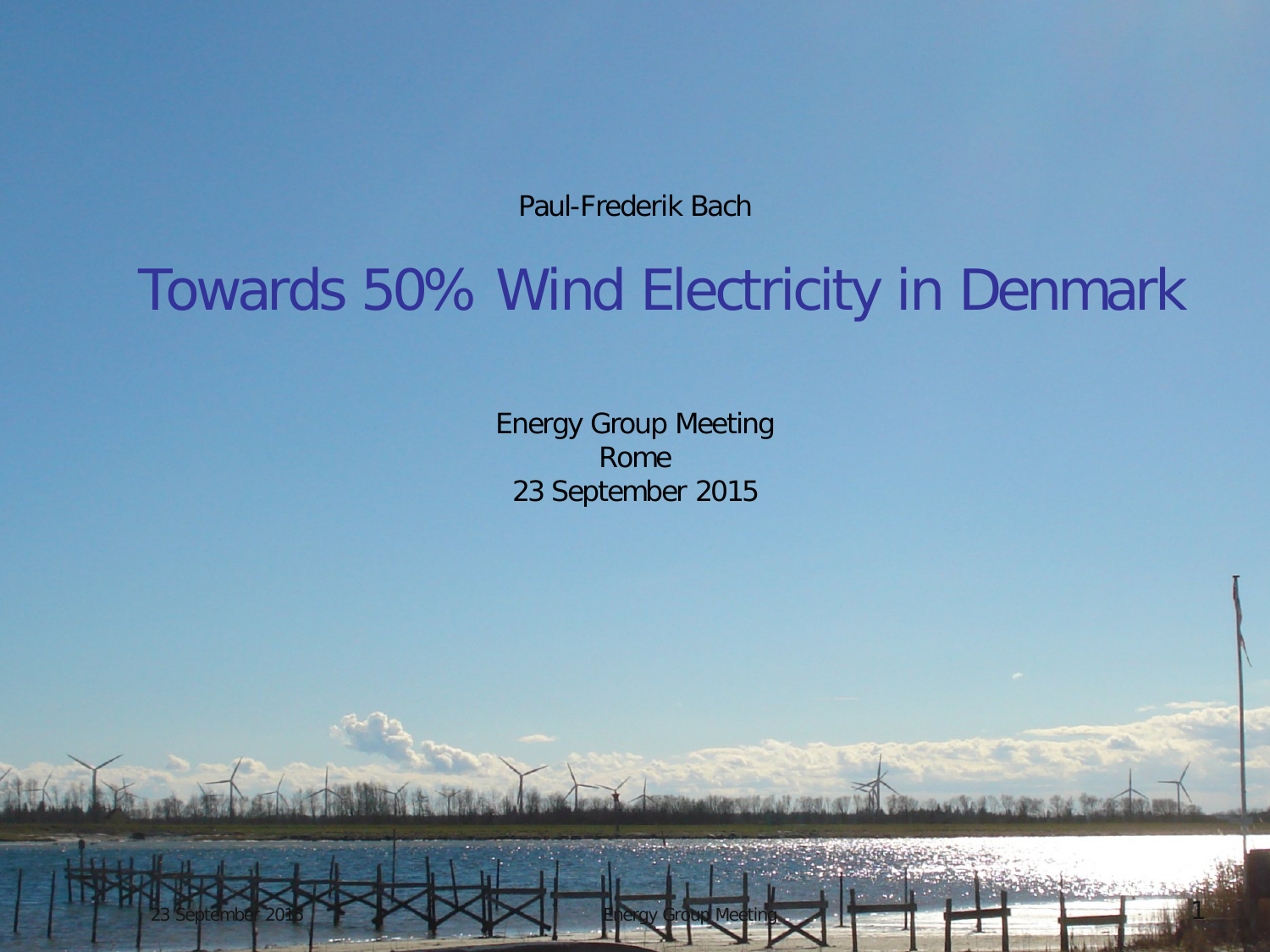Paul-Frederik Bach

# Towards 50% Wind Electricity in Denmark

Energy Group Meeting
Rome
23 September 2015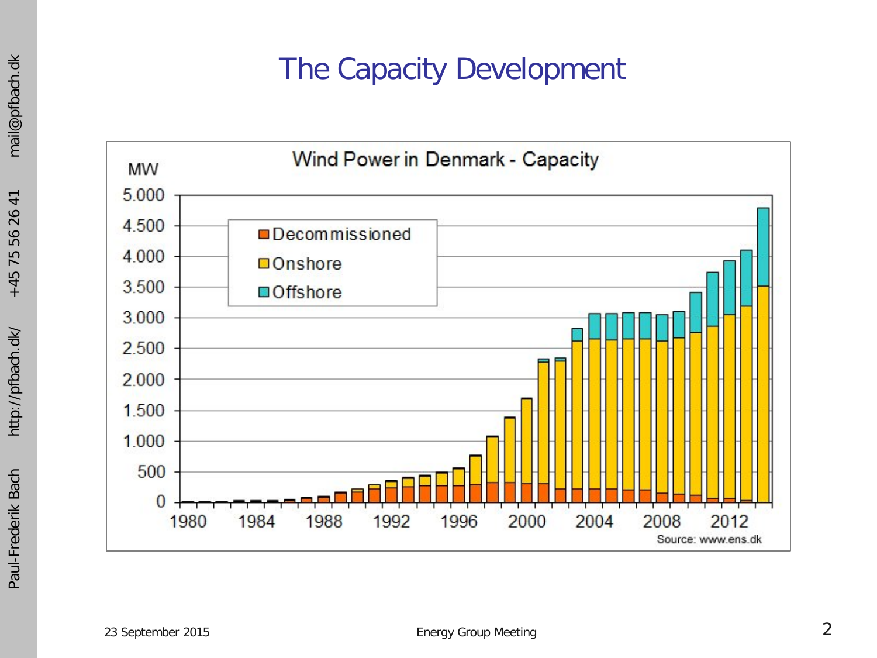# The Capacity Development

Wind Power in Denmark - Capacity

MW

5.000
4.500
4.000
3.500
3.000
2.500
2.000
1.500
1.000
500
0

1980 1984 1988 1992 1996 2000 2004 2008 2012

Decommissioned
Onshore
Offshore

Source: www.ens.dk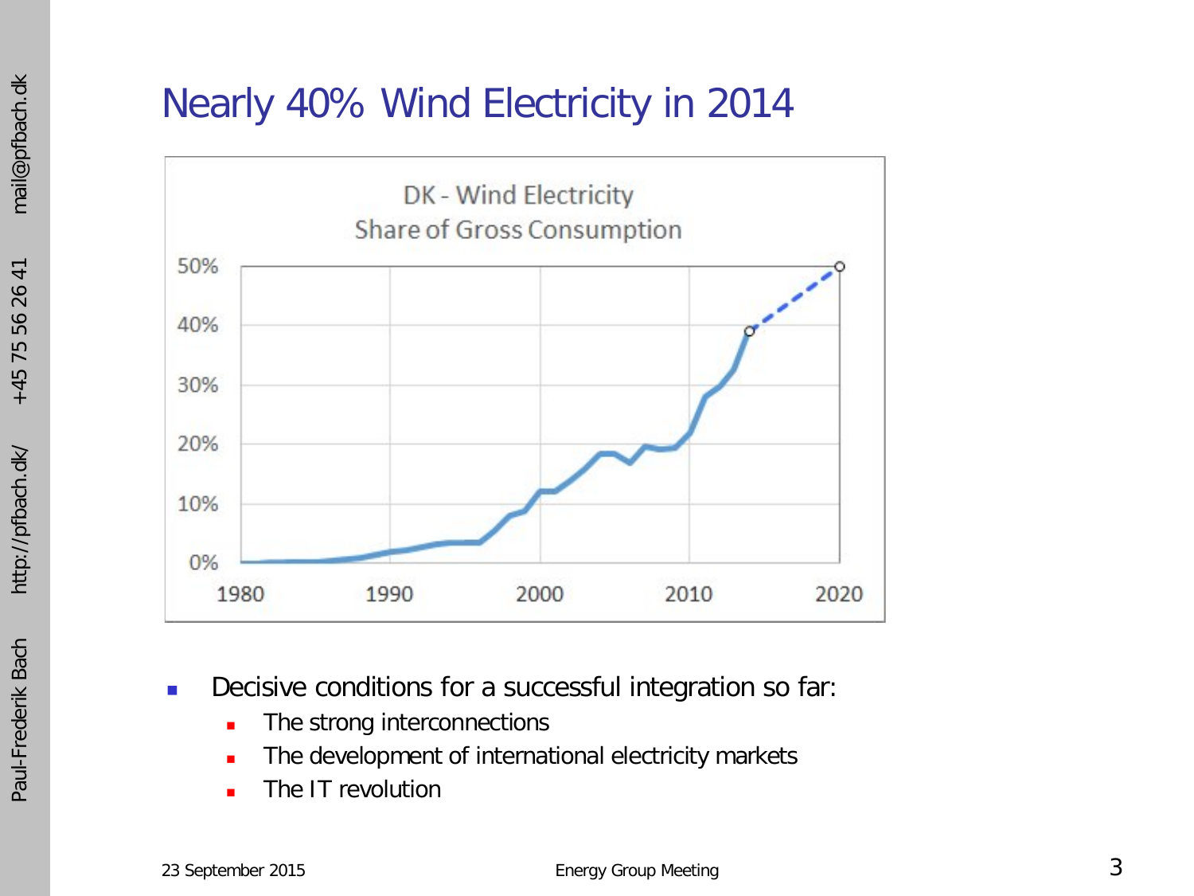# Nearly 40% Wind Electricity in 2014

- Decisive conditions for a successful integration so far:
  - The strong interconnections
  - The development of international electricity markets
  - The IT revolution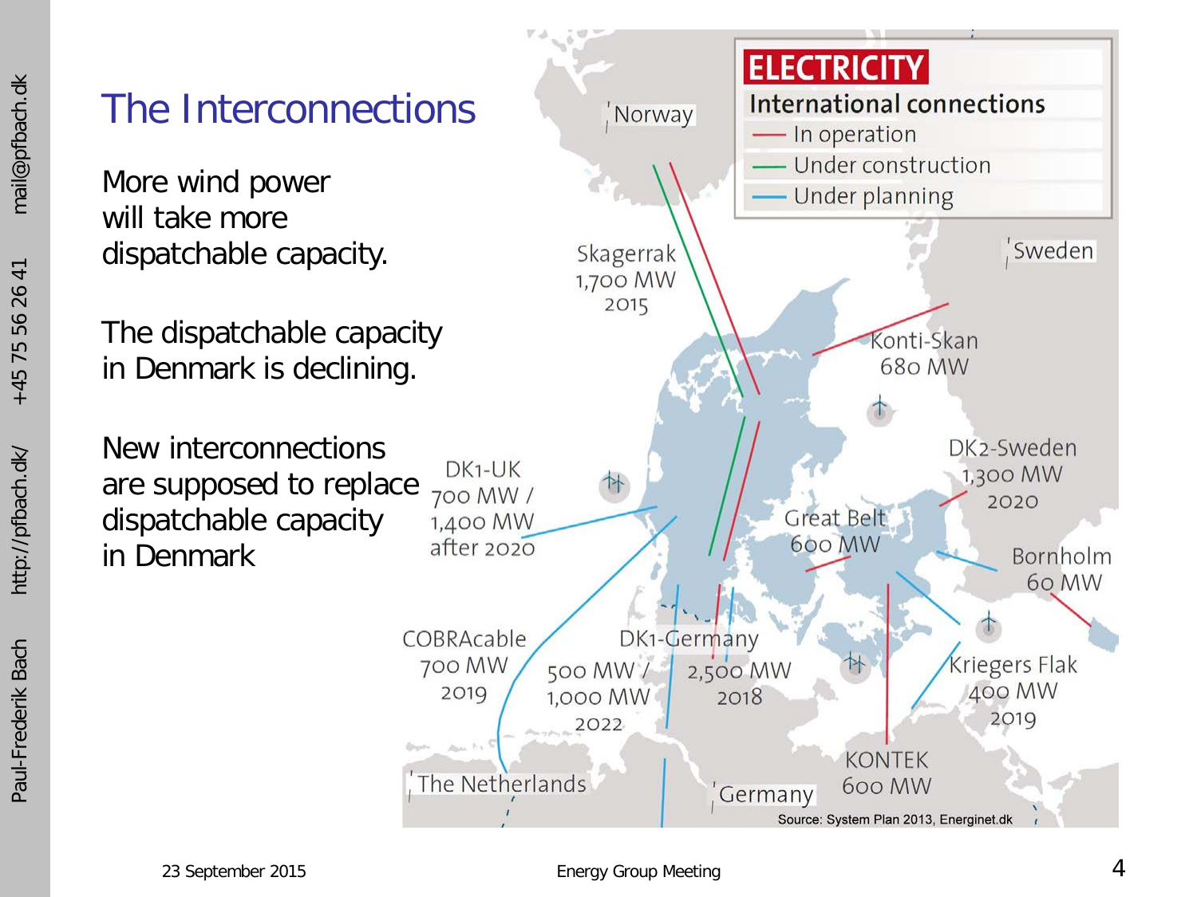# The Interconnections

More wind power
will take more
dispatchable capacity.

The dispatchable capacity
in Denmark is declining.

New interconnections
are supposed to replace
dispatchable capacity
in Denmark

**ELECTRICITY**

International connections

- In operation
- Under construction
- Under planning

Norway

Sweden

The Netherlands

Germany

Skagerrak
1,700 MW
2015

Konti-Skan
680 MW

DK2-Sweden
1,300 MW
2020

Great Belt
600 MW

Bornholm
60 MW

DK1-UK
700 MW /
1,400 MW
after 2020

COBRAcable
700 MW
2019

DK1-Germany
500 MW /
1,000 MW
2022

2,500 MW
2018

Kriegers Flak
400 MW
2019

KONTEK
600 MW

Source: System Plan 2013, Energinet.dk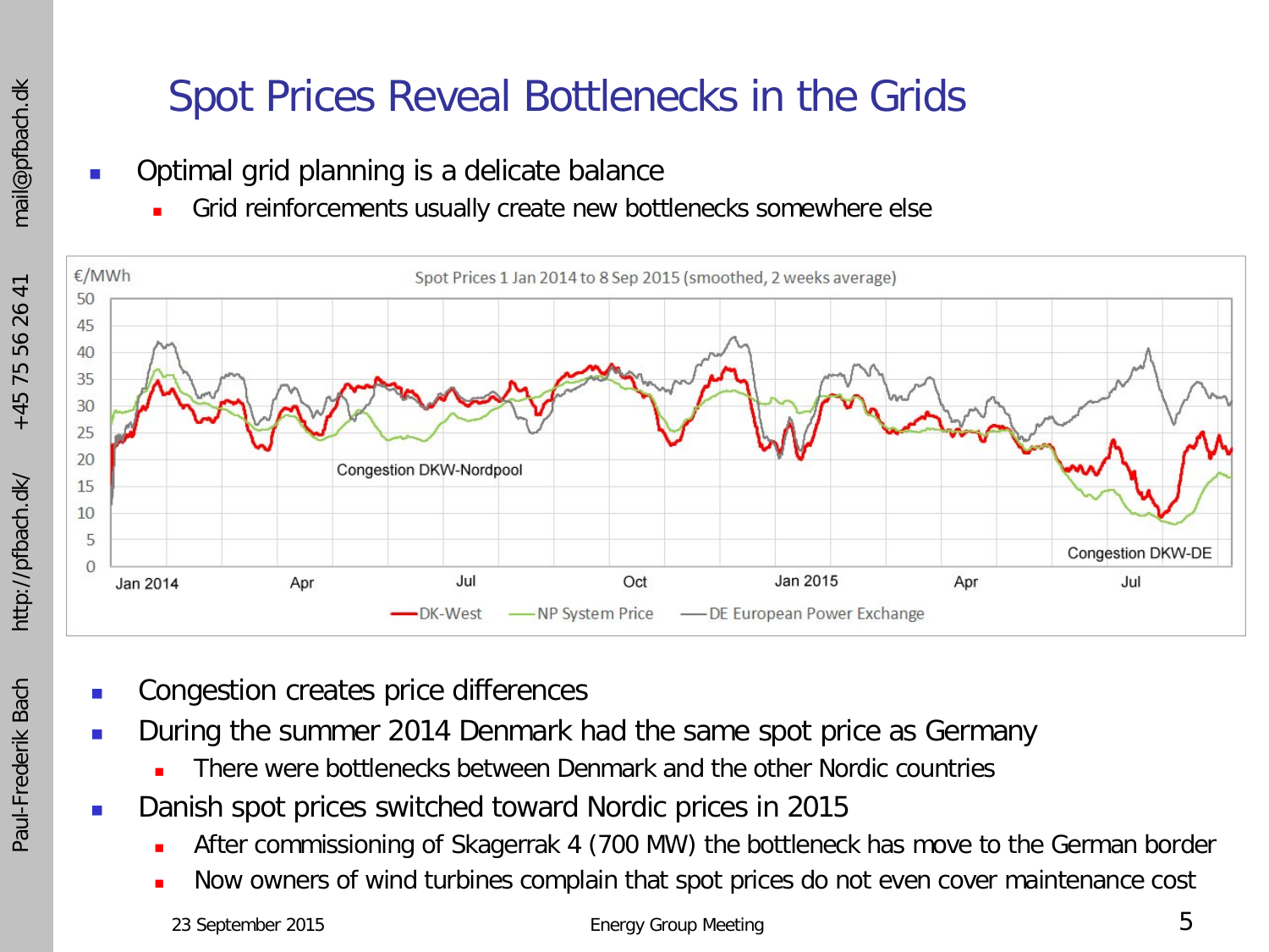# Spot Prices Reveal Bottlenecks in the Grids

- Optimal grid planning is a delicate balance
  - Grid reinforcements usually create new bottlenecks somewhere else

- Congestion creates price differences
- During the summer 2014 Denmark had the same spot price as Germany
  - There were bottlenecks between Denmark and the other Nordic countries
- Danish spot prices switched toward Nordic prices in 2015
  - After commissioning of Skagerrak 4 (700 MW) the bottleneck has move to the German border
  - Now owners of wind turbines complain that spot prices do not even cover maintenance cost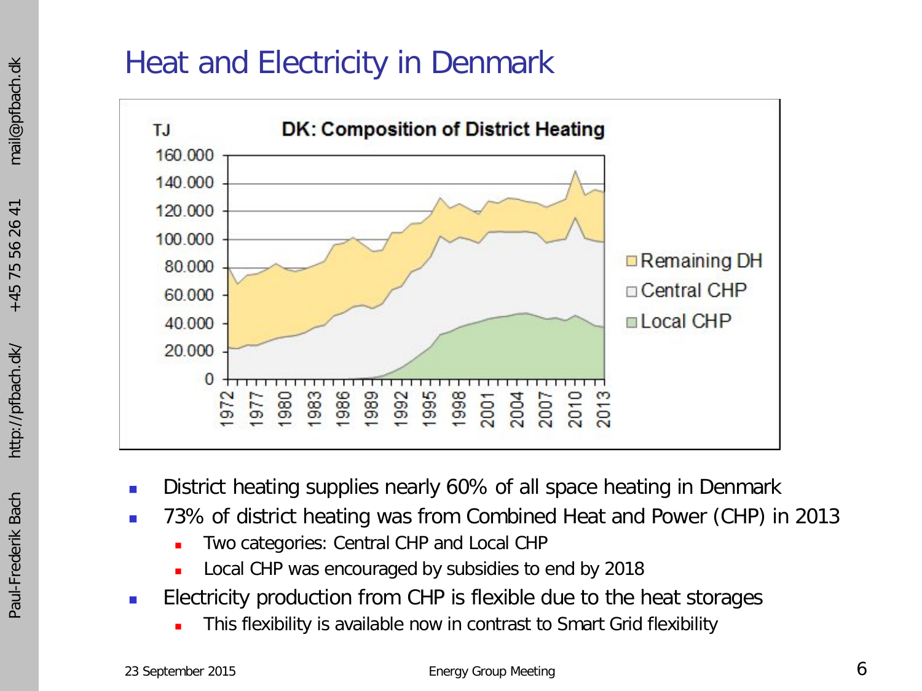# Heat and Electricity in Denmark

- District heating supplies nearly 60% of all space heating in Denmark
- 73% of district heating was from Combined Heat and Power (CHP) in 2013
  - Two categories: Central CHP and Local CHP
  - Local CHP was encouraged by subsidies to end by 2018
- Electricity production from CHP is flexible due to the heat storages
  - This flexibility is available now in contrast to Smart Grid flexibility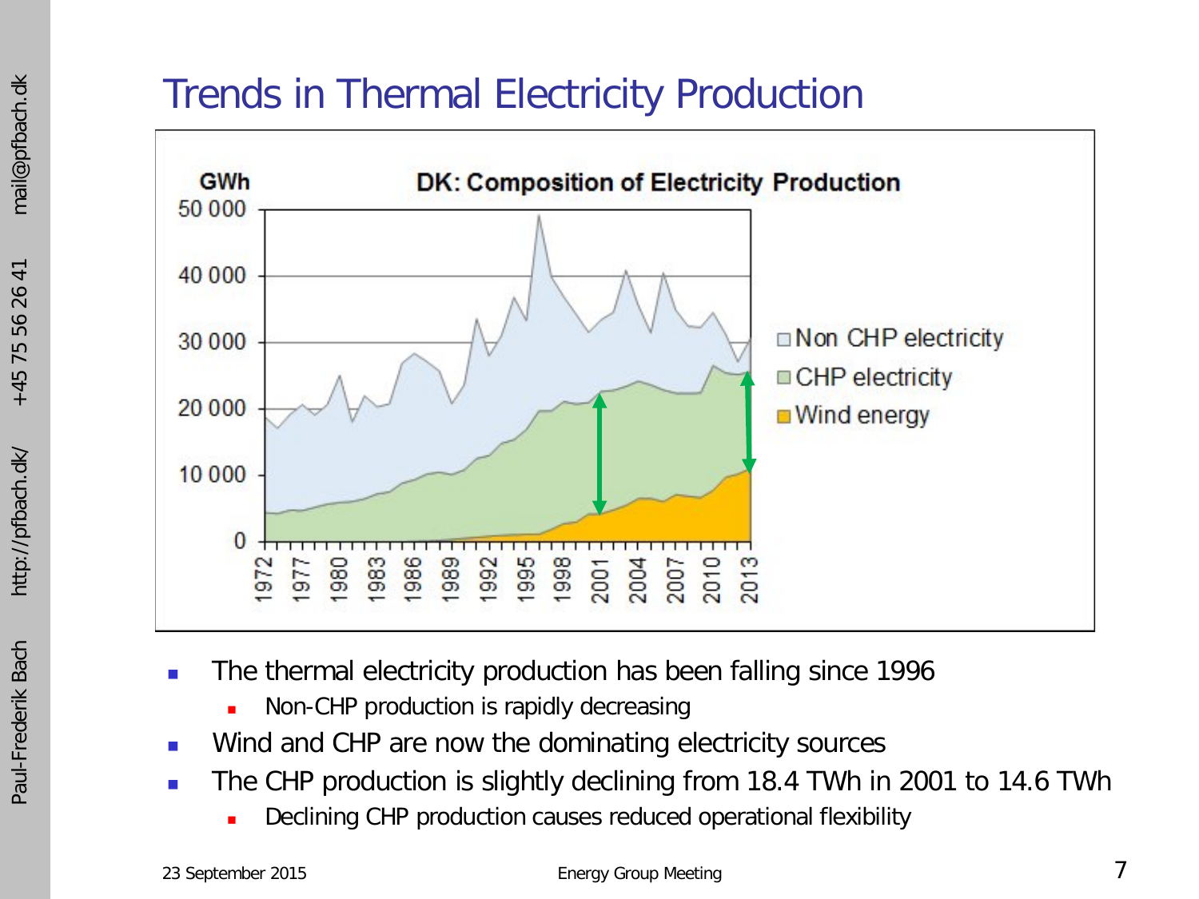# Trends in Thermal Electricity Production

- The thermal electricity production has been falling since 1996
  - Non-CHP production is rapidly decreasing
- Wind and CHP are now the dominating electricity sources
- The CHP production is slightly declining from 18.4 TWh in 2001 to 14.6 TWh
  - Declining CHP production causes reduced operational flexibility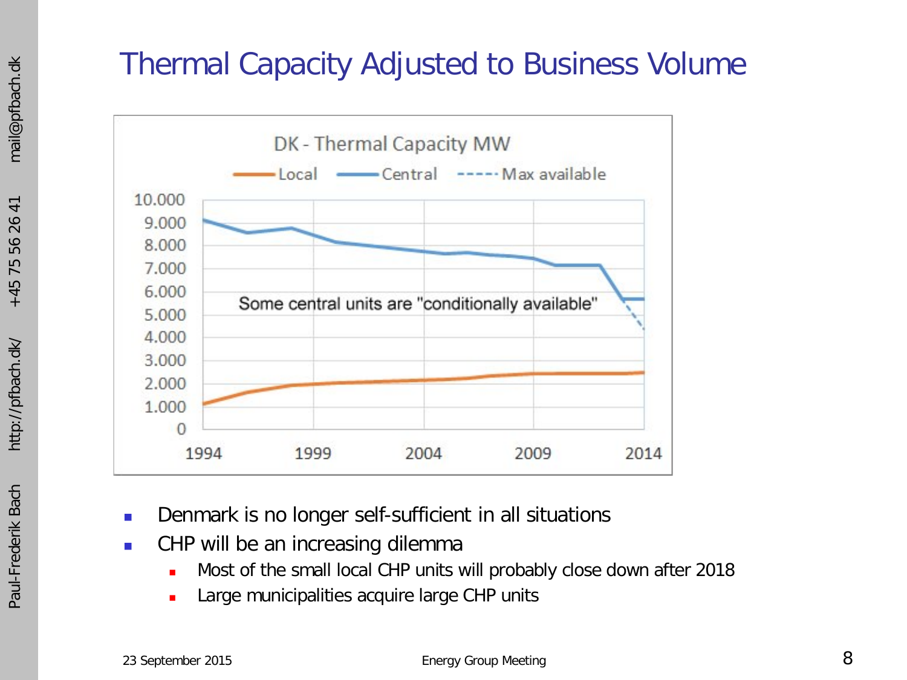# Thermal Capacity Adjusted to Business Volume

- Denmark is no longer self-sufficient in all situations
- CHP will be an increasing dilemma
  - Most of the small local CHP units will probably close down after 2018
  - Large municipalities acquire large CHP units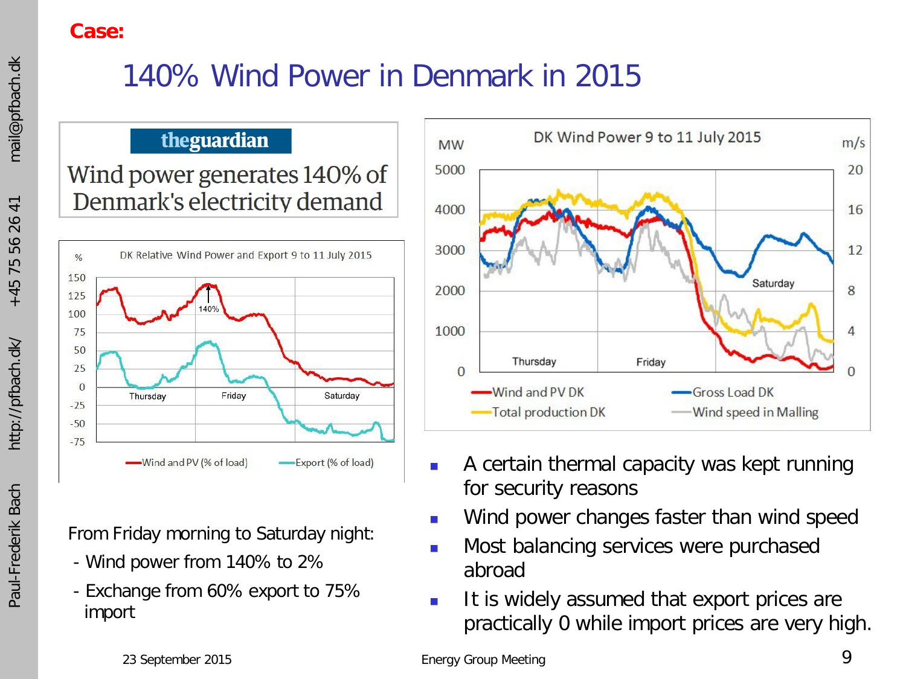**Case:**

# 140% Wind Power in Denmark in 2015

**theguardian**

Wind power generates 140% of Denmark's electricity demand

From Friday morning to Saturday night:

- Wind power from 140% to 2%
- Exchange from 60% export to 75% import

- A certain thermal capacity was kept running for security reasons
- Wind power changes faster than wind speed
- Most balancing services were purchased abroad
- It is widely assumed that export prices are practically 0 while import prices are very high.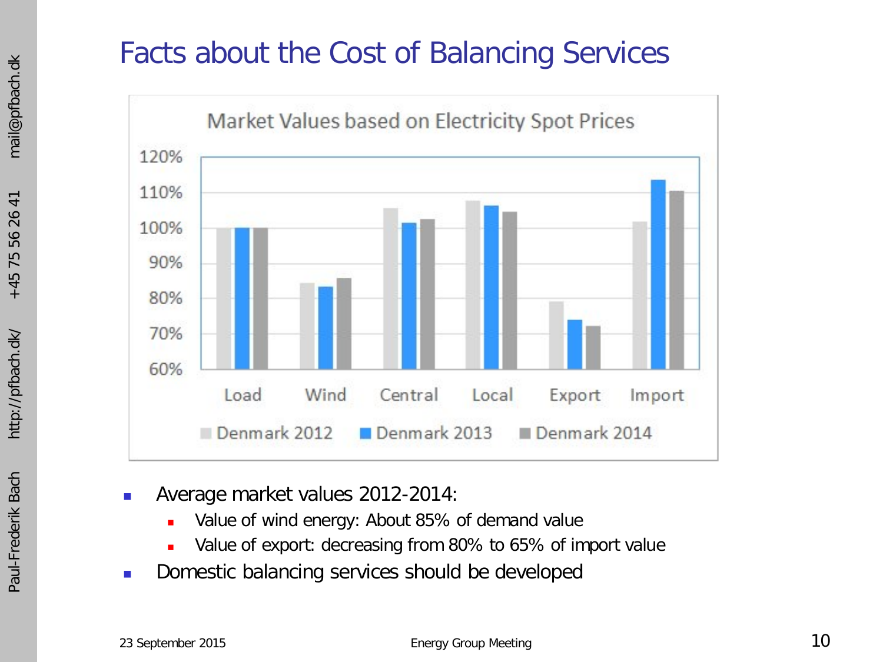# Facts about the Cost of Balancing Services

- Average market values 2012-2014:
  - Value of wind energy: About 85% of demand value
  - Value of export: decreasing from 80% to 65% of import value
- Domestic balancing services should be developed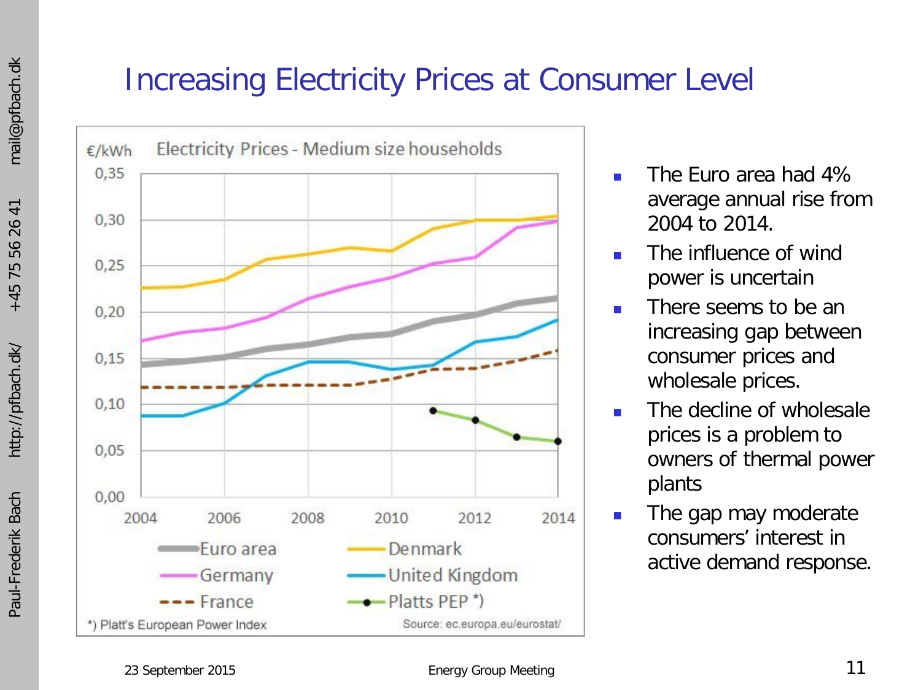# Increasing Electricity Prices at Consumer Level

Electricity Prices - Medium size households

€/kWh

- Euro area
- Denmark
- Germany
- United Kingdom
- France
- Platts PEP *)

*) Platt's European Power Index

Source: ec.europa.eu/eurostat/

- The Euro area had 4% average annual rise from 2004 to 2014.
- The influence of wind power is uncertain
- There seems to be an increasing gap between consumer prices and wholesale prices.
- The decline of wholesale prices is a problem to owners of thermal power plants
- The gap may moderate consumers' interest in active demand response.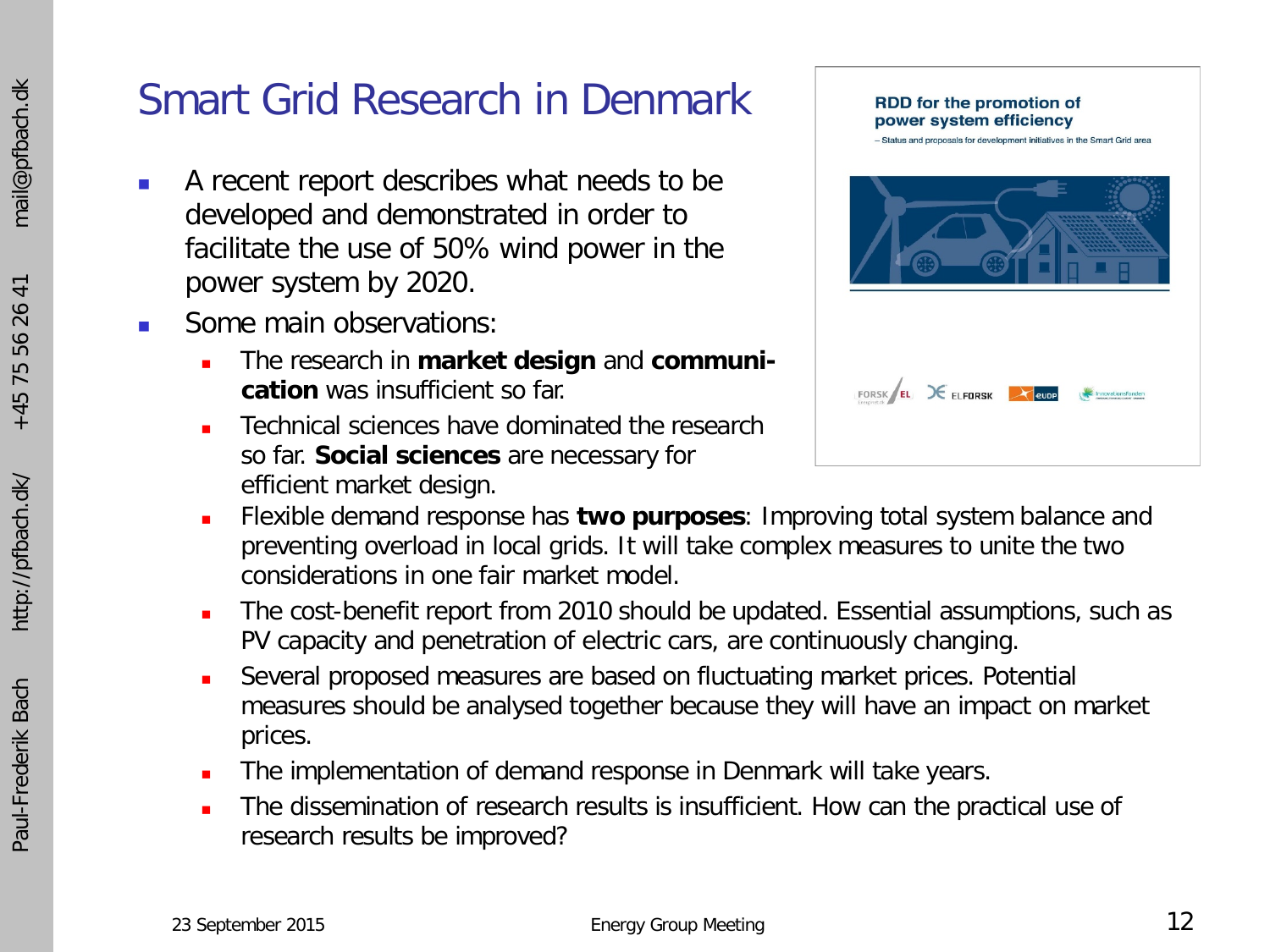# Smart Grid Research in Denmark

- A recent report describes what needs to be developed and demonstrated in order to facilitate the use of 50% wind power in the power system by 2020.
- Some main observations:
  - The research in **market design** and **communication** was insufficient so far.
  - Technical sciences have dominated the research so far. **Social sciences** are necessary for efficient market design.
  - Flexible demand response has **two purposes**: Improving total system balance and preventing overload in local grids. It will take complex measures to unite the two considerations in one fair market model.
  - The cost-benefit report from 2010 should be updated. Essential assumptions, such as PV capacity and penetration of electric cars, are continuously changing.
  - Several proposed measures are based on fluctuating market prices. Potential measures should be analysed together because they will have an impact on market prices.
  - The implementation of demand response in Denmark will take years.
  - The dissemination of research results is insufficient. How can the practical use of research results be improved?

**RDD for the promotion of power system efficiency**

– Status and proposals for development initiatives in the Smart Grid area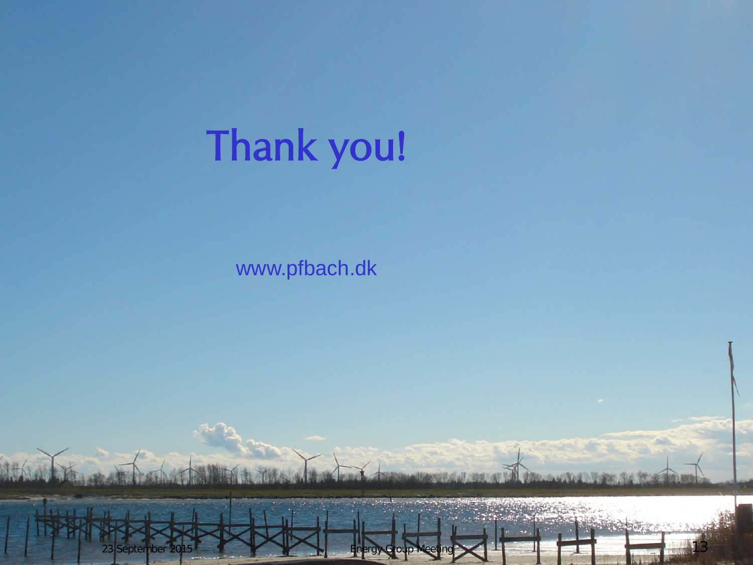# Thank you!

www.pfbach.dk